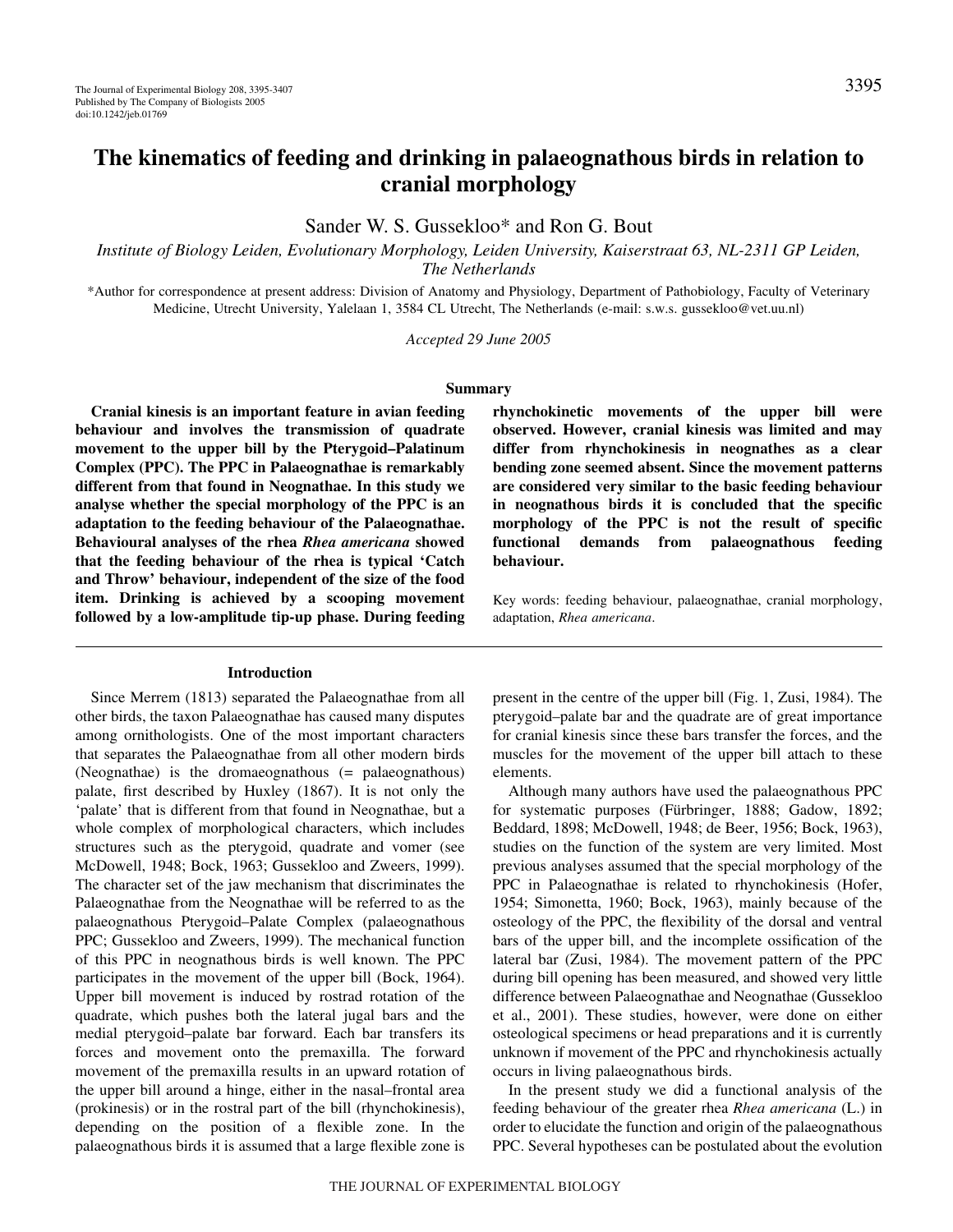# The kinematics of feeding and drinking in palaeognathous birds in relation to cranial morphology

Sander W. S. Gussekloo* and Ron G. Bout

*Institute of Biology Leiden, Evolutionary Morphology, Leiden University, Kaiserstraat 63, NL-2311 GP Leiden, The Netherlands*

*Author for correspondence at present address: Division of Anatomy and Physiology, Department of Pathobiology, Faculty of Veterinary Medicine, Utrecht University, Yalelaan 1, 3584 CL Utrecht, The Netherlands (e-mail: s.w.s. gussekloo@vet.uu.nl)

*Accepted 29 June 2005*

## Summary

**Cranial kinesis is an important feature in avian feeding behaviour and involves the transmission of quadrate movement to the upper bill by the Pterygoid–Palatinum Complex (PPC). The PPC in Palaeognathae is remarkably different from that found in Neognathae. In this study we analyse whether the special morphology of the PPC is an adaptation to the feeding behaviour of the Palaeognathae. Behavioural analyses of the rhea *Rhea americana* showed that the feeding behaviour of the rhea is typical 'Catch and Throw' behaviour, independent of the size of the food item. Drinking is achieved by a scooping movement followed by a low-amplitude tip-up phase. During feeding rhynchokinetic movements of the upper bill were observed. However, cranial kinesis was limited and may differ from rhynchokinesis in neognathes as a clear bending zone seemed absent. Since the movement patterns are considered very similar to the basic feeding behaviour in neognathous birds it is concluded that the specific morphology of the PPC is not the result of specific functional demands from palaeognathous feeding behaviour.**

Key words: feeding behaviour, palaeognathae, cranial morphology, adaptation, *Rhea americana*.

## Introduction

Since Merrem (1813) separated the Palaeognathae from all other birds, the taxon Palaeognathae has caused many disputes among ornithologists. One of the most important characters that separates the Palaeognathae from all other modern birds (Neognathae) is the dromaeognathous (= palaeognathous) palate, first described by Huxley (1867). It is not only the 'palate' that is different from that found in Neognathae, but a whole complex of morphological characters, which includes structures such as the pterygoid, quadrate and vomer (see McDowell, 1948; Bock, 1963; Gussekloo and Zweers, 1999). The character set of the jaw mechanism that discriminates the Palaeognathae from the Neognathae will be referred to as the palaeognathous Pterygoid–Palate Complex (palaeognathous PPC; Gussekloo and Zweers, 1999). The mechanical function of this PPC in neognathous birds is well known. The PPC participates in the movement of the upper bill (Bock, 1964). Upper bill movement is induced by rostrad rotation of the quadrate, which pushes both the lateral jugal bars and the medial pterygoid–palate bar forward. Each bar transfers its forces and movement onto the premaxilla. The forward movement of the premaxilla results in an upward rotation of the upper bill around a hinge, either in the nasal–frontal area (prokinesis) or in the rostral part of the bill (rhynchokinesis), depending on the position of a flexible zone. In the palaeognathous birds it is assumed that a large flexible zone is present in the centre of the upper bill (Fig. 1, Zusi, 1984). The pterygoid–palate bar and the quadrate are of great importance for cranial kinesis since these bars transfer the forces, and the muscles for the movement of the upper bill attach to these elements.

Although many authors have used the palaeognathous PPC for systematic purposes (Fürbringer, 1888; Gadow, 1892; Beddard, 1898; McDowell, 1948; de Beer, 1956; Bock, 1963), studies on the function of the system are very limited. Most previous analyses assumed that the special morphology of the PPC in Palaeognathae is related to rhynchokinesis (Hofer, 1954; Simonetta, 1960; Bock, 1963), mainly because of the osteology of the PPC, the flexibility of the dorsal and ventral bars of the upper bill, and the incomplete ossification of the lateral bar (Zusi, 1984). The movement pattern of the PPC during bill opening has been measured, and showed very little difference between Palaeognathae and Neognathae (Gussekloo et al., 2001). These studies, however, were done on either osteological specimens or head preparations and it is currently unknown if movement of the PPC and rhynchokinesis actually occurs in living palaeognathous birds.

In the present study we did a functional analysis of the feeding behaviour of the greater rhea *Rhea americana* (L.) in order to elucidate the function and origin of the palaeognathous PPC. Several hypotheses can be postulated about the evolution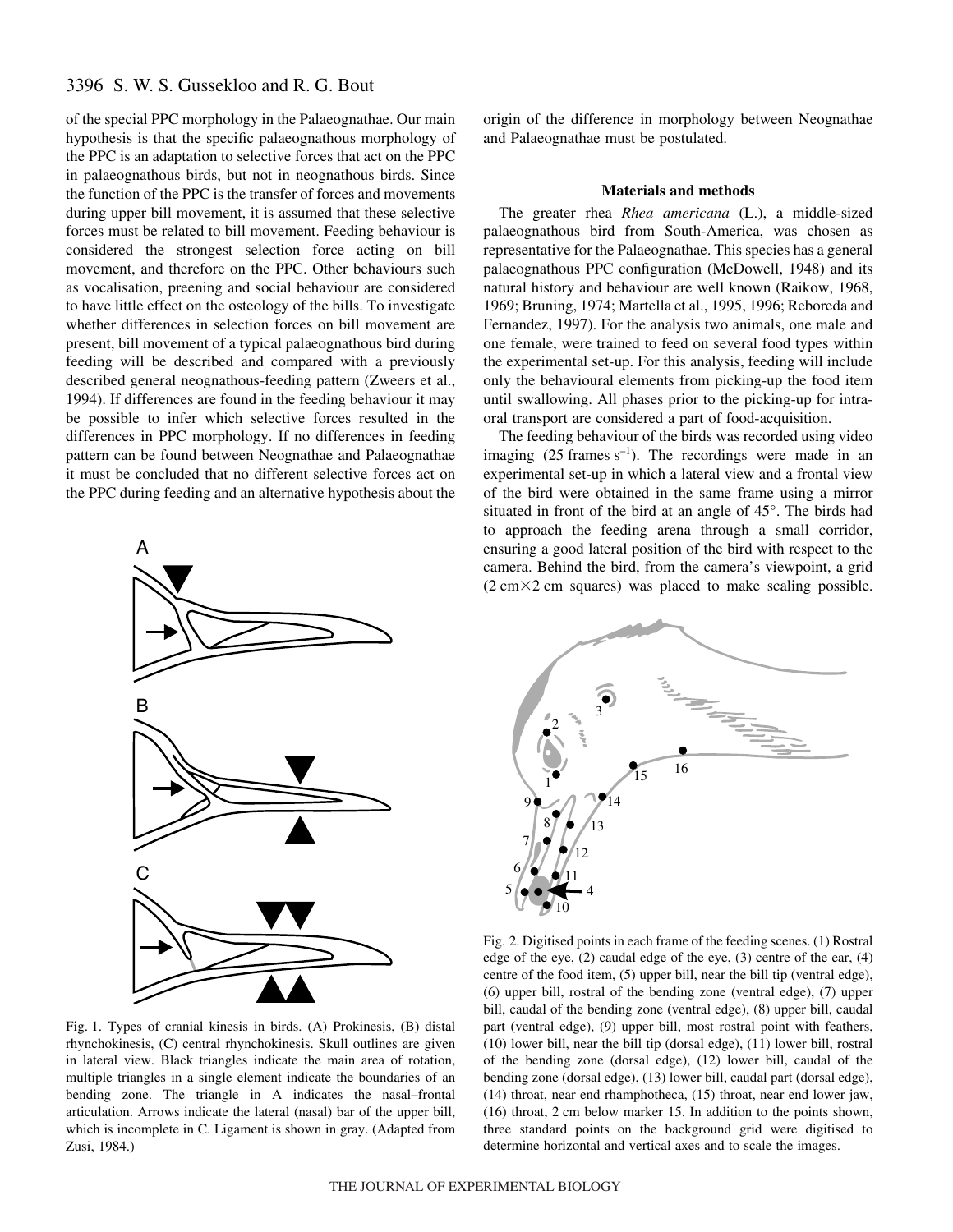of the special PPC morphology in the Palaeognathae. Our main hypothesis is that the specific palaeognathous morphology of the PPC is an adaptation to selective forces that act on the PPC in palaeognathous birds, but not in neognathous birds. Since the function of the PPC is the transfer of forces and movements during upper bill movement, it is assumed that these selective forces must be related to bill movement. Feeding behaviour is considered the strongest selection force acting on bill movement, and therefore on the PPC. Other behaviours such as vocalisation, preening and social behaviour are considered to have little effect on the osteology of the bills. To investigate whether differences in selection forces on bill movement are present, bill movement of a typical palaeognathous bird during feeding will be described and compared with a previously described general neognathous-feeding pattern (Zweers et al., 1994). If differences are found in the feeding behaviour it may be possible to infer which selective forces resulted in the differences in PPC morphology. If no differences in feeding pattern can be found between Neognathae and Palaeognathae it must be concluded that no different selective forces act on the PPC during feeding and an alternative hypothesis about the origin of the difference in morphology between Neognathae and Palaeognathae must be postulated.

Fig. 1. Types of cranial kinesis in birds. (A) Prokinesis, (B) distal rhynchokinesis, (C) central rhynchokinesis. Skull outlines are given in lateral view. Black triangles indicate the main area of rotation, multiple triangles in a single element indicate the boundaries of an bending zone. The triangle in A indicates the nasal–frontal articulation. Arrows indicate the lateral (nasal) bar of the upper bill, which is incomplete in C. Ligament is shown in gray. (Adapted from Zusi, 1984.)

## Materials and methods

The greater rhea *Rhea americana* (L.), a middle-sized palaeognathous bird from South-America, was chosen as representative for the Palaeognathae. This species has a general palaeognathous PPC configuration (McDowell, 1948) and its natural history and behaviour are well known (Raikow, 1968, 1969; Bruning, 1974; Martella et al., 1995, 1996; Reboreda and Fernandez, 1997). For the analysis two animals, one male and one female, were trained to feed on several food types within the experimental set-up. For this analysis, feeding will include only the behavioural elements from picking-up the food item until swallowing. All phases prior to the picking-up for intra-oral transport are considered a part of food-acquisition.

The feeding behaviour of the birds was recorded using video imaging (25 frames $s^{-1}$). The recordings were made in an experimental set-up in which a lateral view and a frontal view of the bird were obtained in the same frame using a mirror situated in front of the bird at an angle of 45°. The birds had to approach the feeding arena through a small corridor, ensuring a good lateral position of the bird with respect to the camera. Behind the bird, from the camera's viewpoint, a grid (2 cm×2 cm squares) was placed to make scaling possible.

Fig. 2. Digitised points in each frame of the feeding scenes. (1) Rostral edge of the eye, (2) caudal edge of the eye, (3) centre of the ear, (4) centre of the food item, (5) upper bill, near the bill tip (ventral edge), (6) upper bill, rostral of the bending zone (ventral edge), (7) upper bill, caudal of the bending zone (ventral edge), (8) upper bill, caudal part (ventral edge), (9) upper bill, most rostral point with feathers, (10) lower bill, near the bill tip (dorsal edge), (11) lower bill, rostral of the bending zone (dorsal edge), (12) lower bill, caudal of the bending zone (dorsal edge), (13) lower bill, caudal part (dorsal edge), (14) throat, near end rhamphotheca, (15) throat, near end lower jaw, (16) throat, 2 cm below marker 15. In addition to the points shown, three standard points on the background grid were digitised to determine horizontal and vertical axes and to scale the images.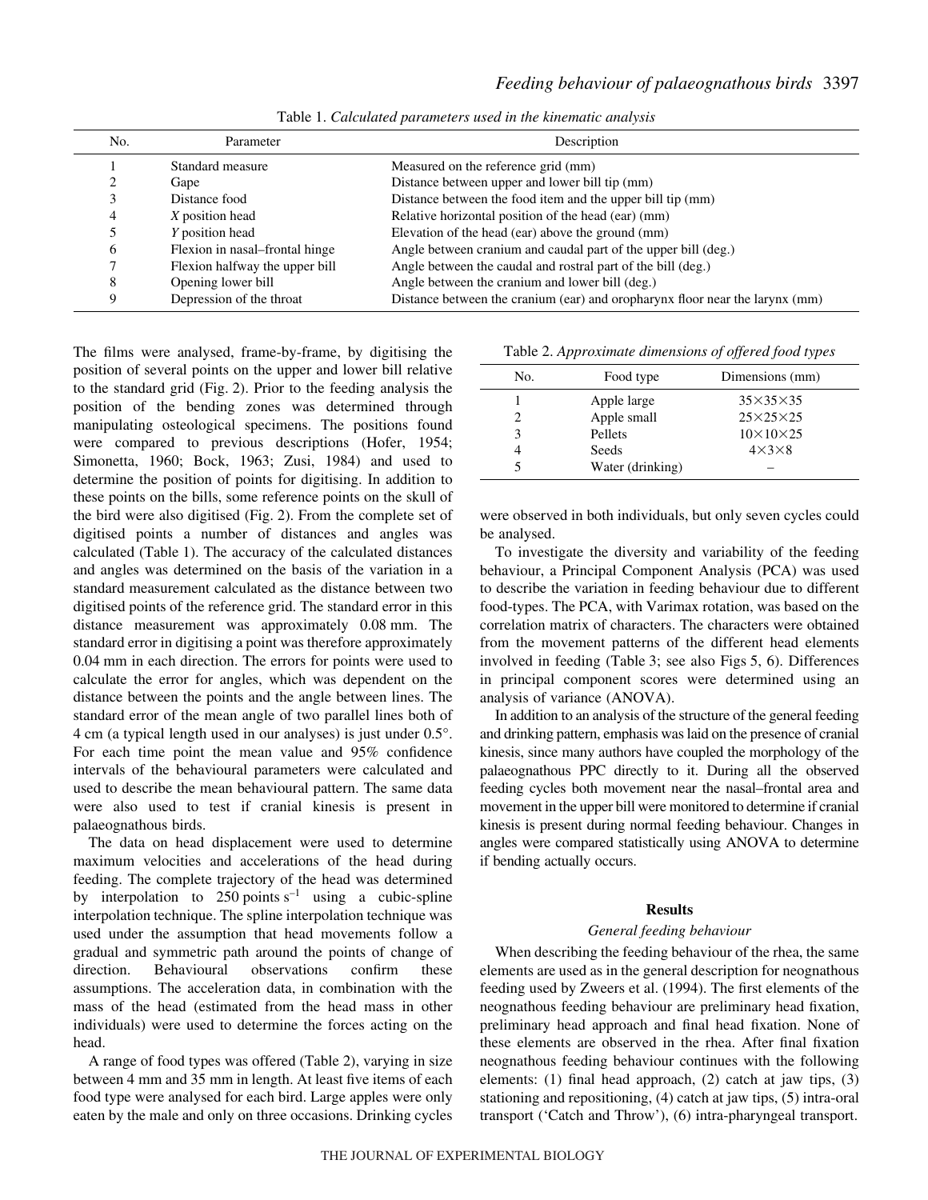Table 1. *Calculated parameters used in the kinematic analysis*

| No. | Parameter | Description |
|---|---|---|
| 1 | Standard measure | Measured on the reference grid (mm) |
| 2 | Gape | Distance between upper and lower bill tip (mm) |
| 3 | Distance food | Distance between the food item and the upper bill tip (mm) |
| 4 | *X* position head | Relative horizontal position of the head (ear) (mm) |
| 5 | *Y* position head | Elevation of the head (ear) above the ground (mm) |
| 6 | Flexion in nasal–frontal hinge | Angle between cranium and caudal part of the upper bill (deg.) |
| 7 | Flexion halfway the upper bill | Angle between the caudal and rostral part of the bill (deg.) |
| 8 | Opening lower bill | Angle between the cranium and lower bill (deg.) |
| 9 | Depression of the throat | Distance between the cranium (ear) and oropharynx floor near the larynx (mm) |

The films were analysed, frame-by-frame, by digitising the position of several points on the upper and lower bill relative to the standard grid (Fig. 2). Prior to the feeding analysis the position of the bending zones was determined through manipulating osteological specimens. The positions found were compared to previous descriptions (Hofer, 1954; Simonetta, 1960; Bock, 1963; Zusi, 1984) and used to determine the position of points for digitising. In addition to these points on the bills, some reference points on the skull of the bird were also digitised (Fig. 2). From the complete set of digitised points a number of distances and angles was calculated (Table 1). The accuracy of the calculated distances and angles was determined on the basis of the variation in a standard measurement calculated as the distance between two digitised points of the reference grid. The standard error in this distance measurement was approximately 0.08 mm. The standard error in digitising a point was therefore approximately 0.04 mm in each direction. The errors for points were used to calculate the error for angles, which was dependent on the distance between the points and the angle between lines. The standard error of the mean angle of two parallel lines both of 4 cm (a typical length used in our analyses) is just under 0.5°. For each time point the mean value and 95% confidence intervals of the behavioural parameters were calculated and used to describe the mean behavioural pattern. The same data were also used to test if cranial kinesis is present in palaeognathous birds.

The data on head displacement were used to determine maximum velocities and accelerations of the head during feeding. The complete trajectory of the head was determined by interpolation to 250 points $s^{-1}$ using a cubic-spline interpolation technique. The spline interpolation technique was used under the assumption that head movements follow a gradual and symmetric path around the points of change of direction. Behavioural observations confirm these assumptions. The acceleration data, in combination with the mass of the head (estimated from the head mass in other individuals) were used to determine the forces acting on the head.

A range of food types was offered (Table 2), varying in size between 4 mm and 35 mm in length. At least five items of each food type were analysed for each bird. Large apples were only eaten by the male and only on three occasions. Drinking cycles were observed in both individuals, but only seven cycles could be analysed.

Table 2. *Approximate dimensions of offered food types*

| No. | Food type | Dimensions (mm) |
|---|---|---|
| 1 | Apple large | 35×35×35 |
| 2 | Apple small | 25×25×25 |
| 3 | Pellets | 10×10×25 |
| 4 | Seeds | 4×3×8 |
| 5 | Water (drinking) | – |

To investigate the diversity and variability of the feeding behaviour, a Principal Component Analysis (PCA) was used to describe the variation in feeding behaviour due to different food-types. The PCA, with Varimax rotation, was based on the correlation matrix of characters. The characters were obtained from the movement patterns of the different head elements involved in feeding (Table 3; see also Figs 5, 6). Differences in principal component scores were determined using an analysis of variance (ANOVA).

In addition to an analysis of the structure of the general feeding and drinking pattern, emphasis was laid on the presence of cranial kinesis, since many authors have coupled the morphology of the palaeognathous PPC directly to it. During all the observed feeding cycles both movement near the nasal–frontal area and movement in the upper bill were monitored to determine if cranial kinesis is present during normal feeding behaviour. Changes in angles were compared statistically using ANOVA to determine if bending actually occurs.

## Results

### *General feeding behaviour*

When describing the feeding behaviour of the rhea, the same elements are used as in the general description for neognathous feeding used by Zweers et al. (1994). The first elements of the neognathous feeding behaviour are preliminary head fixation, preliminary head approach and final head fixation. None of these elements are observed in the rhea. After final fixation neognathous feeding behaviour continues with the following elements: (1) final head approach, (2) catch at jaw tips, (3) stationing and repositioning, (4) catch at jaw tips, (5) intra-oral transport ('Catch and Throw'), (6) intra-pharyngeal transport.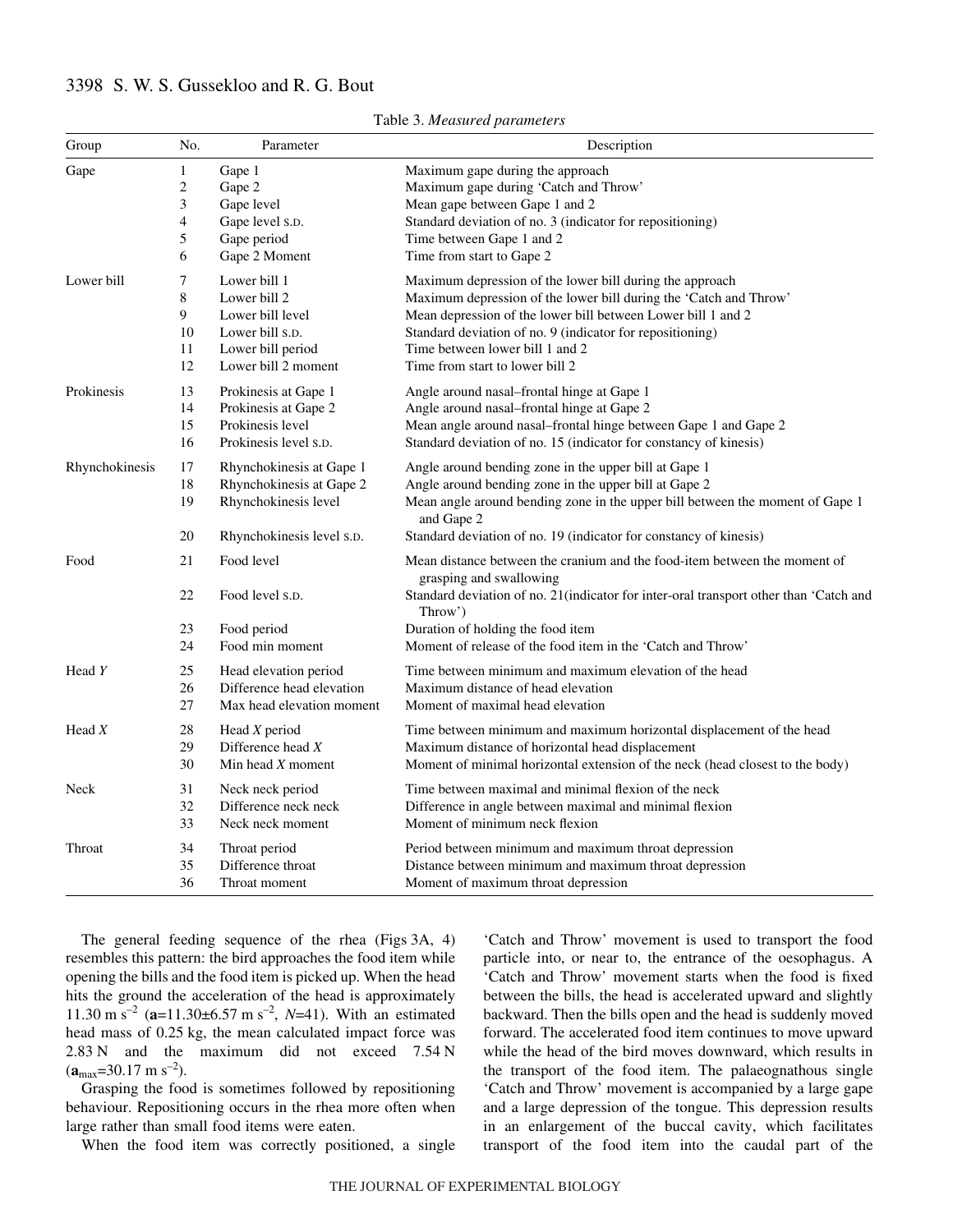Table 3. *Measured parameters*

| Group | No. | Parameter | Description |
|---|---|---|---|
| Gape | 1 | Gape 1 | Maximum gape during the approach |
| | 2 | Gape 2 | Maximum gape during 'Catch and Throw' |
| | 3 | Gape level | Mean gape between Gape 1 and 2 |
| | 4 | Gape level S.D. | Standard deviation of no. 3 (indicator for repositioning) |
| | 5 | Gape period | Time between Gape 1 and 2 |
| | 6 | Gape 2 Moment | Time from start to Gape 2 |
| Lower bill | 7 | Lower bill 1 | Maximum depression of the lower bill during the approach |
| | 8 | Lower bill 2 | Maximum depression of the lower bill during the 'Catch and Throw' |
| | 9 | Lower bill level | Mean depression of the lower bill between Lower bill 1 and 2 |
| | 10 | Lower bill S.D. | Standard deviation of no. 9 (indicator for repositioning) |
| | 11 | Lower bill period | Time between lower bill 1 and 2 |
| | 12 | Lower bill 2 moment | Time from start to lower bill 2 |
| Prokinesis | 13 | Prokinesis at Gape 1 | Angle around nasal–frontal hinge at Gape 1 |
| | 14 | Prokinesis at Gape 2 | Angle around nasal–frontal hinge at Gape 2 |
| | 15 | Prokinesis level | Mean angle around nasal–frontal hinge between Gape 1 and Gape 2 |
| | 16 | Prokinesis level S.D. | Standard deviation of no. 15 (indicator for constancy of kinesis) |
| Rhynchokinesis | 17 | Rhynchokinesis at Gape 1 | Angle around bending zone in the upper bill at Gape 1 |
| | 18 | Rhynchokinesis at Gape 2 | Angle around bending zone in the upper bill at Gape 2 |
| | 19 | Rhynchokinesis level | Mean angle around bending zone in the upper bill between the moment of Gape 1 and Gape 2 |
| | 20 | Rhynchokinesis level S.D. | Standard deviation of no. 19 (indicator for constancy of kinesis) |
| Food | 21 | Food level | Mean distance between the cranium and the food-item between the moment of grasping and swallowing |
| | 22 | Food level S.D. | Standard deviation of no. 21(indicator for inter-oral transport other than 'Catch and Throw') |
| | 23 | Food period | Duration of holding the food item |
| | 24 | Food min moment | Moment of release of the food item in the 'Catch and Throw' |
| Head *Y* | 25 | Head elevation period | Time between minimum and maximum elevation of the head |
| | 26 | Difference head elevation | Maximum distance of head elevation |
| | 27 | Max head elevation moment | Moment of maximal head elevation |
| Head *X* | 28 | Head *X* period | Time between minimum and maximum horizontal displacement of the head |
| | 29 | Difference head *X* | Maximum distance of horizontal head displacement |
| | 30 | Min head *X* moment | Moment of minimal horizontal extension of the neck (head closest to the body) |
| Neck | 31 | Neck neck period | Time between maximal and minimal flexion of the neck |
| | 32 | Difference neck neck | Difference in angle between maximal and minimal flexion |
| | 33 | Neck neck moment | Moment of minimum neck flexion |
| Throat | 34 | Throat period | Period between minimum and maximum throat depression |
| | 35 | Difference throat | Distance between minimum and maximum throat depression |
| | 36 | Throat moment | Moment of maximum throat depression |

The general feeding sequence of the rhea (Figs 3A, 4) resembles this pattern: the bird approaches the food item while opening the bills and the food item is picked up. When the head hits the ground the acceleration of the head is approximately 11.30 m s$^{-2}$ (**a**=11.30±6.57 m s$^{-2}$, *N*=41). With an estimated head mass of 0.25 kg, the mean calculated impact force was 2.83 N and the maximum did not exceed 7.54 N ($\mathbf{a}_{max}$=30.17 m s$^{-2}$).

Grasping the food is sometimes followed by repositioning behaviour. Repositioning occurs in the rhea more often when large rather than small food items were eaten.

When the food item was correctly positioned, a single 'Catch and Throw' movement is used to transport the food particle into, or near to, the entrance of the oesophagus. A 'Catch and Throw' movement starts when the food is fixed between the bills, the head is accelerated upward and slightly backward. Then the bills open and the head is suddenly moved forward. The accelerated food item continues to move upward while the head of the bird moves downward, which results in the transport of the food item. The palaeognathous single 'Catch and Throw' movement is accompanied by a large gape and a large depression of the tongue. This depression results in an enlargement of the buccal cavity, which facilitates transport of the food item into the caudal part of the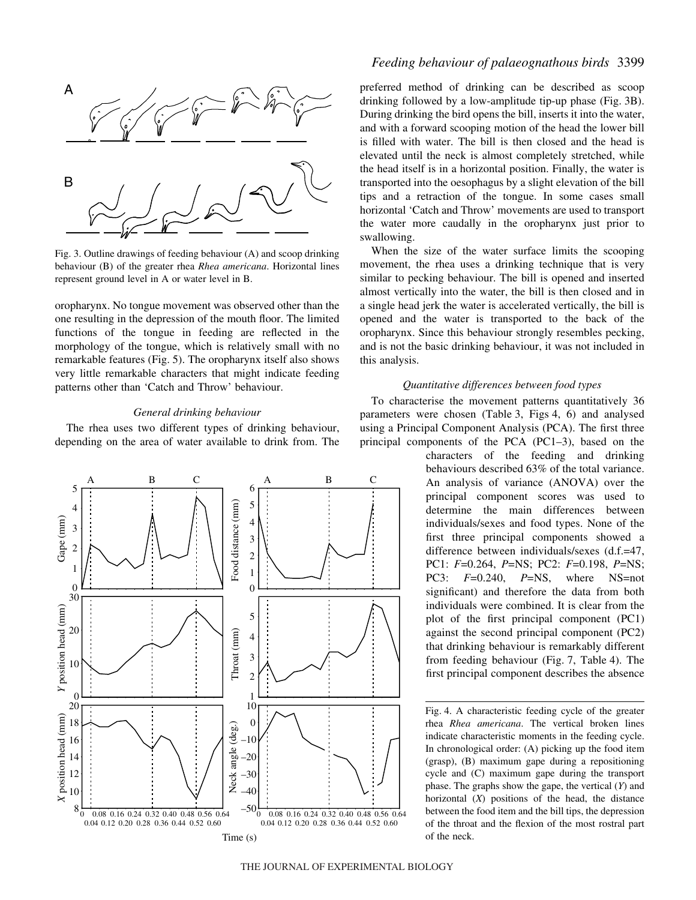A

B

Fig. 3. Outline drawings of feeding behaviour (A) and scoop drinking behaviour (B) of the greater rhea *Rhea americana*. Horizontal lines represent ground level in A or water level in B.

oropharynx. No tongue movement was observed other than the one resulting in the depression of the mouth floor. The limited functions of the tongue in feeding are reflected in the morphology of the tongue, which is relatively small with no remarkable features (Fig. 5). The oropharynx itself also shows very little remarkable characters that might indicate feeding patterns other than 'Catch and Throw' behaviour.

### *General drinking behaviour*

The rhea uses two different types of drinking behaviour, depending on the area of water available to drink from. The preferred method of drinking can be described as scoop drinking followed by a low-amplitude tip-up phase (Fig. 3B). During drinking the bird opens the bill, inserts it into the water, and with a forward scooping motion of the head the lower bill is filled with water. The bill is then closed and the head is elevated until the neck is almost completely stretched, while the head itself is in a horizontal position. Finally, the water is transported into the oesophagus by a slight elevation of the bill tips and a retraction of the tongue. In some cases small horizontal 'Catch and Throw' movements are used to transport the water more caudally in the oropharynx just prior to swallowing.

When the size of the water surface limits the scooping movement, the rhea uses a drinking technique that is very similar to pecking behaviour. The bill is opened and inserted almost vertically into the water, the bill is then closed and in a single head jerk the water is accelerated vertically, the bill is opened and the water is transported to the back of the oropharynx. Since this behaviour strongly resembles pecking, and is not the basic drinking behaviour, it was not included in this analysis.

### *Quantitative differences between food types*

To characterise the movement patterns quantitatively 36 parameters were chosen (Table 3, Figs 4, 6) and analysed using a Principal Component Analysis (PCA). The first three principal components of the PCA (PC1–3), based on the characters of the feeding and drinking behaviours described 63% of the total variance. An analysis of variance (ANOVA) over the principal component scores was used to determine the main differences between individuals/sexes and food types. None of the first three principal components showed a difference between individuals/sexes (d.f.=47, PC1: $F$=0.264, $P$=NS; PC2: $F$=0.198, $P$=NS; PC3: $F$=0.240, $P$=NS, where NS=not significant) and therefore the data from both individuals were combined. It is clear from the plot of the first principal component (PC1) against the second principal component (PC2) that drinking behaviour is remarkably different from feeding behaviour (Fig. 7, Table 4). The first principal component describes the absence

A B C

Gape (mm)

Food distance (mm)

*Y* position head (mm)

Throat (mm)

*X* position head (mm)

Neck angle (deg.)

0 0.08 0.16 0.24 0.32 0.40 0.48 0.56 0.64
0.04 0.12 0.20 0.28 0.36 0.44 0.52 0.60

Time (s)

Fig. 4. A characteristic feeding cycle of the greater rhea *Rhea americana*. The vertical broken lines indicate characteristic moments in the feeding cycle. In chronological order: (A) picking up the food item (grasp), (B) maximum gape during a repositioning cycle and (C) maximum gape during the transport phase. The graphs show the gape, the vertical ($Y$) and horizontal ($X$) positions of the head, the distance between the food item and the bill tips, the depression of the throat and the flexion of the most rostral part of the neck.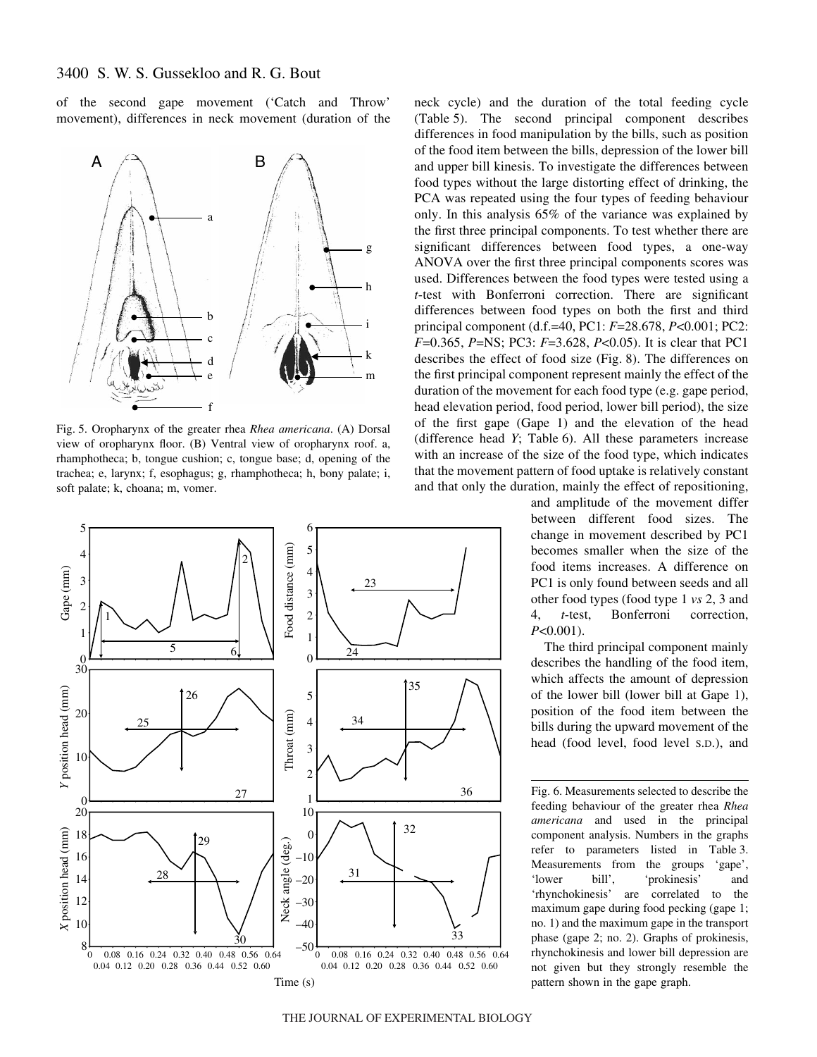of the second gape movement ('Catch and Throw' movement), differences in neck movement (duration of the neck cycle) and the duration of the total feeding cycle (Table 5). The second principal component describes differences in food manipulation by the bills, such as position of the food item between the bills, depression of the lower bill and upper bill kinesis. To investigate the differences between food types without the large distorting effect of drinking, the PCA was repeated using the four types of feeding behaviour only. In this analysis 65% of the variance was explained by the first three principal components. To test whether there are significant differences between food types, a one-way ANOVA over the first three principal components scores was used. Differences between the food types were tested using a *t*-test with Bonferroni correction. There are significant differences between food types on both the first and third principal component (d.f.=40, PC1: $F$=28.678, $P$<0.001; PC2: $F$=0.365, $P$=NS; PC3: $F$=3.628, $P$<0.05). It is clear that PC1 describes the effect of food size (Fig. 8). The differences on the first principal component represent mainly the effect of the duration of the movement for each food type (e.g. gape period, head elevation period, food period, lower bill period), the size of the first gape (Gape 1) and the elevation of the head (difference head $Y$; Table 6). All these parameters increase with an increase of the size of the food type, which indicates that the movement pattern of food uptake is relatively constant and that only the duration, mainly the effect of repositioning, and amplitude of the movement differ between different food sizes. The change in movement described by PC1 becomes smaller when the size of the food items increases. A difference on PC1 is only found between seeds and all other food types (food type 1 *vs* 2, 3 and 4, *t*-test, Bonferroni correction, $P$<0.001).

The third principal component mainly describes the handling of the food item, which affects the amount of depression of the lower bill (lower bill at Gape 1), position of the food item between the bills during the upward movement of the head (food level, food level S.D.), and

Fig. 5. Oropharynx of the greater rhea *Rhea americana*. (A) Dorsal view of oropharynx floor. (B) Ventral view of oropharynx roof. a, rhamphotheca; b, tongue cushion; c, tongue base; d, opening of the trachea; e, larynx; f, esophagus; g, rhamphotheca; h, bony palate; i, soft palate; k, choana; m, vomer.

Fig. 6. Measurements selected to describe the feeding behaviour of the greater rhea *Rhea americana* and used in the principal component analysis. Numbers in the graphs refer to parameters listed in Table 3. Measurements from the groups 'gape', 'lower bill', 'prokinesis' and 'rhynchokinesis' are correlated to the maximum gape during food pecking (gape 1; no. 1) and the maximum gape in the transport phase (gape 2; no. 2). Graphs of prokinesis, rhynchokinesis and lower bill depression are not given but they strongly resemble the pattern shown in the gape graph.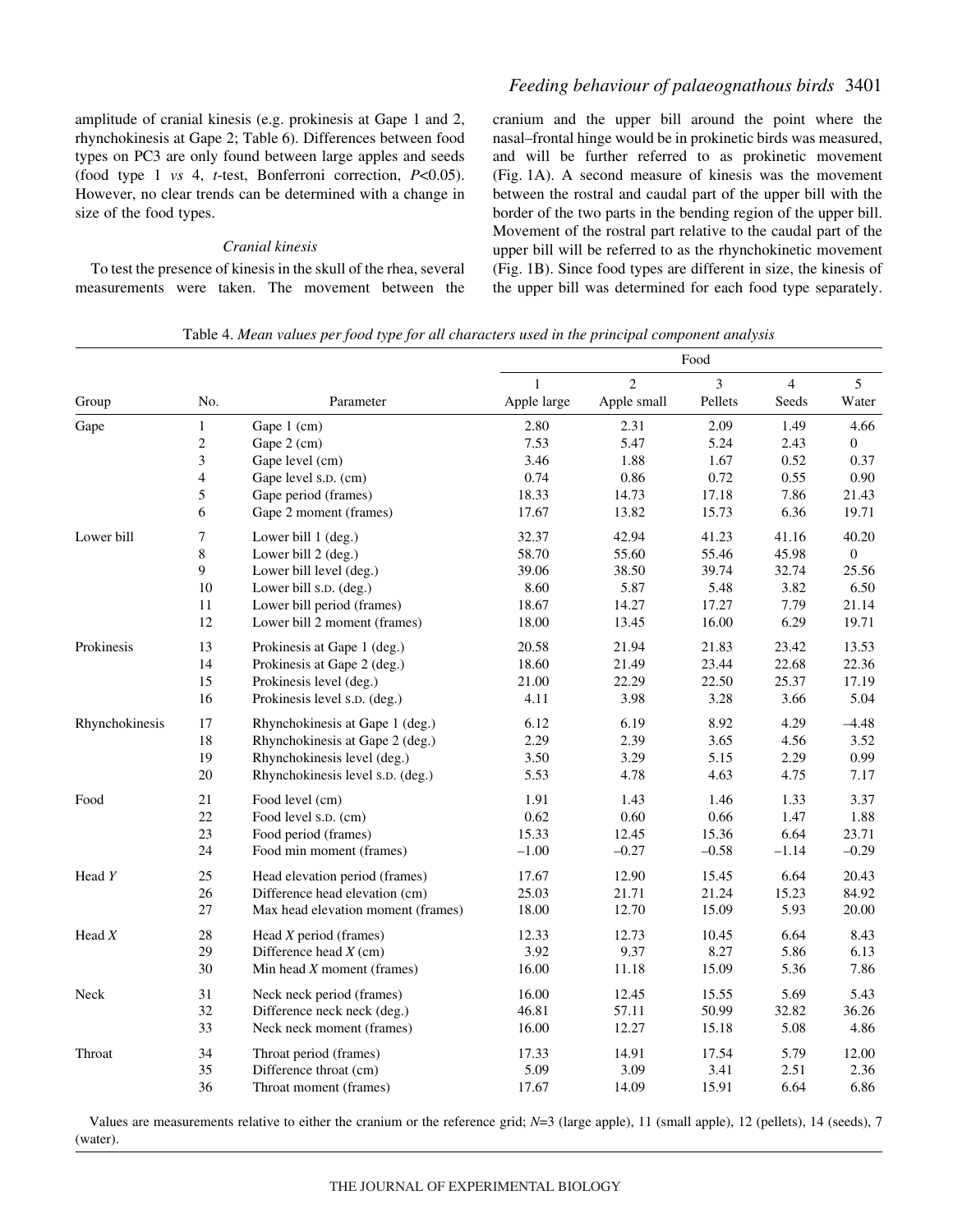amplitude of cranial kinesis (e.g. prokinesis at Gape 1 and 2, rhynchokinesis at Gape 2; Table 6). Differences between food types on PC3 are only found between large apples and seeds (food type 1 *vs* 4, *t*-test, Bonferroni correction, $P<0.05$). However, no clear trends can be determined with a change in size of the food types.

### *Cranial kinesis*

To test the presence of kinesis in the skull of the rhea, several measurements were taken. The movement between the cranium and the upper bill around the point where the nasal–frontal hinge would be in prokinetic birds was measured, and will be further referred to as prokinetic movement (Fig. 1A). A second measure of kinesis was the movement between the rostral and caudal part of the upper bill with the border of the two parts in the bending region of the upper bill. Movement of the rostral part relative to the caudal part of the upper bill will be referred to as the rhynchokinetic movement (Fig. 1B). Since food types are different in size, the kinesis of the upper bill was determined for each food type separately.

Table 4. *Mean values per food type for all characters used in the principal component analysis*

| | | | Food | | | | |
|---|---|---|---|---|---|---|---|
| | | | 1 | 2 | 3 | 4 | 5 |
| Group | No. | Parameter | Apple large | Apple small | Pellets | Seeds | Water |
| Gape | 1 | Gape 1 (cm) | 2.80 | 2.31 | 2.09 | 1.49 | 4.66 |
| | 2 | Gape 2 (cm) | 7.53 | 5.47 | 5.24 | 2.43 | 0 |
| | 3 | Gape level (cm) | 3.46 | 1.88 | 1.67 | 0.52 | 0.37 |
| | 4 | Gape level S.D. (cm) | 0.74 | 0.86 | 0.72 | 0.55 | 0.90 |
| | 5 | Gape period (frames) | 18.33 | 14.73 | 17.18 | 7.86 | 21.43 |
| | 6 | Gape 2 moment (frames) | 17.67 | 13.82 | 15.73 | 6.36 | 19.71 |
| Lower bill | 7 | Lower bill 1 (deg.) | 32.37 | 42.94 | 41.23 | 41.16 | 40.20 |
| | 8 | Lower bill 2 (deg.) | 58.70 | 55.60 | 55.46 | 45.98 | 0 |
| | 9 | Lower bill level (deg.) | 39.06 | 38.50 | 39.74 | 32.74 | 25.56 |
| | 10 | Lower bill S.D. (deg.) | 8.60 | 5.87 | 5.48 | 3.82 | 6.50 |
| | 11 | Lower bill period (frames) | 18.67 | 14.27 | 17.27 | 7.79 | 21.14 |
| | 12 | Lower bill 2 moment (frames) | 18.00 | 13.45 | 16.00 | 6.29 | 19.71 |
| Prokinesis | 13 | Prokinesis at Gape 1 (deg.) | 20.58 | 21.94 | 21.83 | 23.42 | 13.53 |
| | 14 | Prokinesis at Gape 2 (deg.) | 18.60 | 21.49 | 23.44 | 22.68 | 22.36 |
| | 15 | Prokinesis level (deg.) | 21.00 | 22.29 | 22.50 | 25.37 | 17.19 |
| | 16 | Prokinesis level S.D. (deg.) | 4.11 | 3.98 | 3.28 | 3.66 | 5.04 |
| Rhynchokinesis | 17 | Rhynchokinesis at Gape 1 (deg.) | 6.12 | 6.19 | 8.92 | 4.29 | –4.48 |
| | 18 | Rhynchokinesis at Gape 2 (deg.) | 2.29 | 2.39 | 3.65 | 4.56 | 3.52 |
| | 19 | Rhynchokinesis level (deg.) | 3.50 | 3.29 | 5.15 | 2.29 | 0.99 |
| | 20 | Rhynchokinesis level S.D. (deg.) | 5.53 | 4.78 | 4.63 | 4.75 | 7.17 |
| Food | 21 | Food level (cm) | 1.91 | 1.43 | 1.46 | 1.33 | 3.37 |
| | 22 | Food level S.D. (cm) | 0.62 | 0.60 | 0.66 | 1.47 | 1.88 |
| | 23 | Food period (frames) | 15.33 | 12.45 | 15.36 | 6.64 | 23.71 |
| | 24 | Food min moment (frames) | –1.00 | –0.27 | –0.58 | –1.14 | –0.29 |
| Head *Y* | 25 | Head elevation period (frames) | 17.67 | 12.90 | 15.45 | 6.64 | 20.43 |
| | 26 | Difference head elevation (cm) | 25.03 | 21.71 | 21.24 | 15.23 | 84.92 |
| | 27 | Max head elevation moment (frames) | 18.00 | 12.70 | 15.09 | 5.93 | 20.00 |
| Head *X* | 28 | Head *X* period (frames) | 12.33 | 12.73 | 10.45 | 6.64 | 8.43 |
| | 29 | Difference head *X* (cm) | 3.92 | 9.37 | 8.27 | 5.86 | 6.13 |
| | 30 | Min head *X* moment (frames) | 16.00 | 11.18 | 15.09 | 5.36 | 7.86 |
| Neck | 31 | Neck neck period (frames) | 16.00 | 12.45 | 15.55 | 5.69 | 5.43 |
| | 32 | Difference neck neck (deg.) | 46.81 | 57.11 | 50.99 | 32.82 | 36.26 |
| | 33 | Neck neck moment (frames) | 16.00 | 12.27 | 15.18 | 5.08 | 4.86 |
| Throat | 34 | Throat period (frames) | 17.33 | 14.91 | 17.54 | 5.79 | 12.00 |
| | 35 | Difference throat (cm) | 5.09 | 3.09 | 3.41 | 2.51 | 2.36 |
| | 36 | Throat moment (frames) | 17.67 | 14.09 | 15.91 | 6.64 | 6.86 |

Values are measurements relative to either the cranium or the reference grid; $N$=3 (large apple), 11 (small apple), 12 (pellets), 14 (seeds), 7 (water).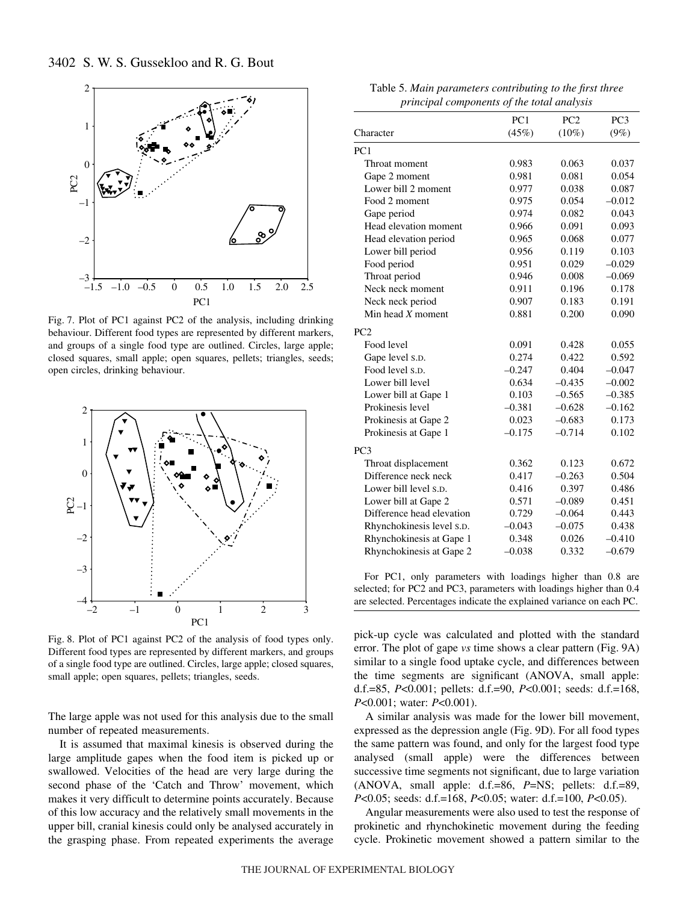Fig. 7. Plot of PC1 against PC2 of the analysis, including drinking behaviour. Different food types are represented by different markers, and groups of a single food type are outlined. Circles, large apple; closed squares, small apple; open squares, pellets; triangles, seeds; open circles, drinking behaviour.

Fig. 8. Plot of PC1 against PC2 of the analysis of food types only. Different food types are represented by different markers, and groups of a single food type are outlined. Circles, large apple; closed squares, small apple; open squares, pellets; triangles, seeds.

The large apple was not used for this analysis due to the small number of repeated measurements.

It is assumed that maximal kinesis is observed during the large amplitude gapes when the food item is picked up or swallowed. Velocities of the head are very large during the second phase of the 'Catch and Throw' movement, which makes it very difficult to determine points accurately. Because of this low accuracy and the relatively small movements in the upper bill, cranial kinesis could only be analysed accurately in the grasping phase. From repeated experiments the average

Table 5. *Main parameters contributing to the first three principal components of the total analysis*

| Character | PC1 (45%) | PC2 (10%) | PC3 (9%) |
|---|---|---|---|
| PC1 | | | |
| Throat moment | 0.983 | 0.063 | 0.037 |
| Gape 2 moment | 0.981 | 0.081 | 0.054 |
| Lower bill 2 moment | 0.977 | 0.038 | 0.087 |
| Food 2 moment | 0.975 | 0.054 | −0.012 |
| Gape period | 0.974 | 0.082 | 0.043 |
| Head elevation moment | 0.966 | 0.091 | 0.093 |
| Head elevation period | 0.965 | 0.068 | 0.077 |
| Lower bill period | 0.956 | 0.119 | 0.103 |
| Food period | 0.951 | 0.029 | −0.029 |
| Throat period | 0.946 | 0.008 | −0.069 |
| Neck neck moment | 0.911 | 0.196 | 0.178 |
| Neck neck period | 0.907 | 0.183 | 0.191 |
| Min head *X* moment | 0.881 | 0.200 | 0.090 |
| PC2 | | | |
| Food level | 0.091 | 0.428 | 0.055 |
| Gape level S.D. | 0.274 | 0.422 | 0.592 |
| Food level S.D. | −0.247 | 0.404 | −0.047 |
| Lower bill level | 0.634 | −0.435 | −0.002 |
| Lower bill at Gape 1 | 0.103 | −0.565 | −0.385 |
| Prokinesis level | −0.381 | −0.628 | −0.162 |
| Prokinesis at Gape 2 | 0.023 | −0.683 | 0.173 |
| Prokinesis at Gape 1 | −0.175 | −0.714 | 0.102 |
| PC3 | | | |
| Throat displacement | 0.362 | 0.123 | 0.672 |
| Difference neck neck | 0.417 | −0.263 | 0.504 |
| Lower bill level S.D. | 0.416 | 0.397 | 0.486 |
| Lower bill at Gape 2 | 0.571 | −0.089 | 0.451 |
| Difference head elevation | 0.729 | −0.064 | 0.443 |
| Rhynchokinesis level S.D. | −0.043 | −0.075 | 0.438 |
| Rhynchokinesis at Gape 1 | 0.348 | 0.026 | −0.410 |
| Rhynchokinesis at Gape 2 | −0.038 | 0.332 | −0.679 |

For PC1, only parameters with loadings higher than 0.8 are selected; for PC2 and PC3, parameters with loadings higher than 0.4 are selected. Percentages indicate the explained variance on each PC.

pick-up cycle was calculated and plotted with the standard error. The plot of gape *vs* time shows a clear pattern (Fig. 9A) similar to a single food uptake cycle, and differences between the time segments are significant (ANOVA, small apple: d.f.=85, $P<0.001$; pellets: d.f.=90, $P<0.001$; seeds: d.f.=168, $P<0.001$; water: $P<0.001$).

A similar analysis was made for the lower bill movement, expressed as the depression angle (Fig. 9D). For all food types the same pattern was found, and only for the largest food type analysed (small apple) were the differences between successive time segments not significant, due to large variation (ANOVA, small apple: d.f.=86, *P*=NS; pellets: d.f.=89, $P<0.05$; seeds: d.f.=168, $P<0.05$; water: d.f.=100, $P<0.05$).

Angular measurements were also used to test the response of prokinetic and rhynchokinetic movement during the feeding cycle. Prokinetic movement showed a pattern similar to the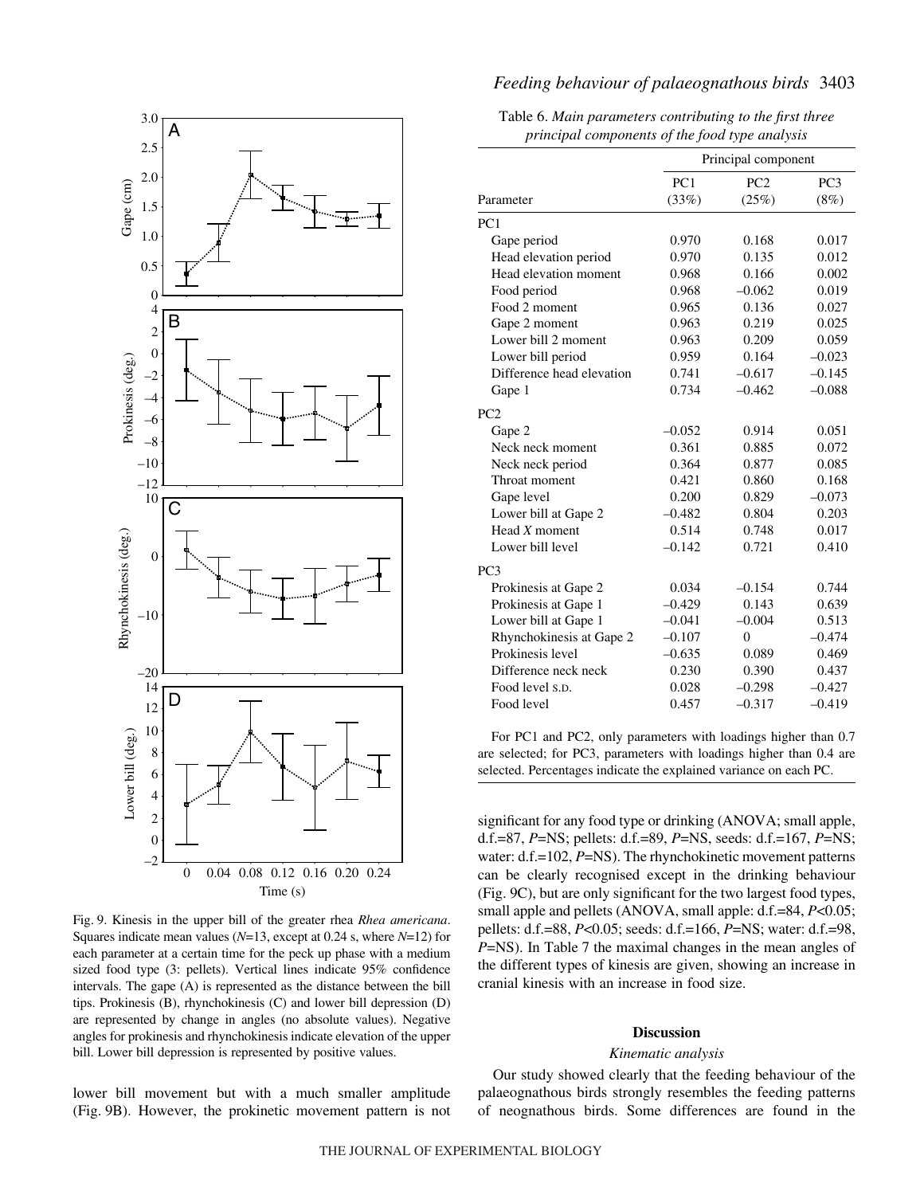Fig. 9. Kinesis in the upper bill of the greater rhea *Rhea americana*. Squares indicate mean values (*N*=13, except at 0.24 s, where *N*=12) for each parameter at a certain time for the peck up phase with a medium sized food type (3: pellets). Vertical lines indicate 95% confidence intervals. The gape (A) is represented as the distance between the bill tips. Prokinesis (B), rhynchokinesis (C) and lower bill depression (D) are represented by change in angles (no absolute values). Negative angles for prokinesis and rhynchokinesis indicate elevation of the upper bill. Lower bill depression is represented by positive values.

lower bill movement but with a much smaller amplitude (Fig. 9B). However, the prokinetic movement pattern is not significant for any food type or drinking (ANOVA; small apple, d.f.=87, *P*=NS; pellets: d.f.=89, *P*=NS, seeds: d.f.=167, *P*=NS; water: d.f.=102, *P*=NS). The rhynchokinetic movement patterns can be clearly recognised except in the drinking behaviour (Fig. 9C), but are only significant for the two largest food types, small apple and pellets (ANOVA, small apple: d.f.=84, $P<0.05$; pellets: d.f.=88, $P<0.05$; seeds: d.f.=166, *P*=NS; water: d.f.=98, *P*=NS). In Table 7 the maximal changes in the mean angles of the different types of kinesis are given, showing an increase in cranial kinesis with an increase in food size.

Table 6. *Main parameters contributing to the first three principal components of the food type analysis*

| Parameter | PC1 (33%) | PC2 (25%) | PC3 (8%) |
|---|---|---|---|
| **PC1** | | | |
| Gape period | 0.970 | 0.168 | 0.017 |
| Head elevation period | 0.970 | 0.135 | 0.012 |
| Head elevation moment | 0.968 | 0.166 | 0.002 |
| Food period | 0.968 | –0.062 | 0.019 |
| Food 2 moment | 0.965 | 0.136 | 0.027 |
| Gape 2 moment | 0.963 | 0.219 | 0.025 |
| Lower bill 2 moment | 0.963 | 0.209 | 0.059 |
| Lower bill period | 0.959 | 0.164 | –0.023 |
| Difference head elevation | 0.741 | –0.617 | –0.145 |
| Gape 1 | 0.734 | –0.462 | –0.088 |
| **PC2** | | | |
| Gape 2 | –0.052 | 0.914 | 0.051 |
| Neck neck moment | 0.361 | 0.885 | 0.072 |
| Neck neck period | 0.364 | 0.877 | 0.085 |
| Throat moment | 0.421 | 0.860 | 0.168 |
| Gape level | 0.200 | 0.829 | –0.073 |
| Lower bill at Gape 2 | –0.482 | 0.804 | 0.203 |
| Head *X* moment | 0.514 | 0.748 | 0.017 |
| Lower bill level | –0.142 | 0.721 | 0.410 |
| **PC3** | | | |
| Prokinesis at Gape 2 | 0.034 | –0.154 | 0.744 |
| Prokinesis at Gape 1 | –0.429 | 0.143 | 0.639 |
| Lower bill at Gape 1 | –0.041 | –0.004 | 0.513 |
| Rhynchokinesis at Gape 2 | –0.107 | 0 | –0.474 |
| Prokinesis level | –0.635 | 0.089 | 0.469 |
| Difference neck neck | 0.230 | 0.390 | 0.437 |
| Food level S.D. | 0.028 | –0.298 | –0.427 |
| Food level | 0.457 | –0.317 | –0.419 |

For PC1 and PC2, only parameters with loadings higher than 0.7 are selected; for PC3, parameters with loadings higher than 0.4 are selected. Percentages indicate the explained variance on each PC.

## Discussion

### *Kinematic analysis*

Our study showed clearly that the feeding behaviour of the palaeognathous birds strongly resembles the feeding patterns of neognathous birds. Some differences are found in the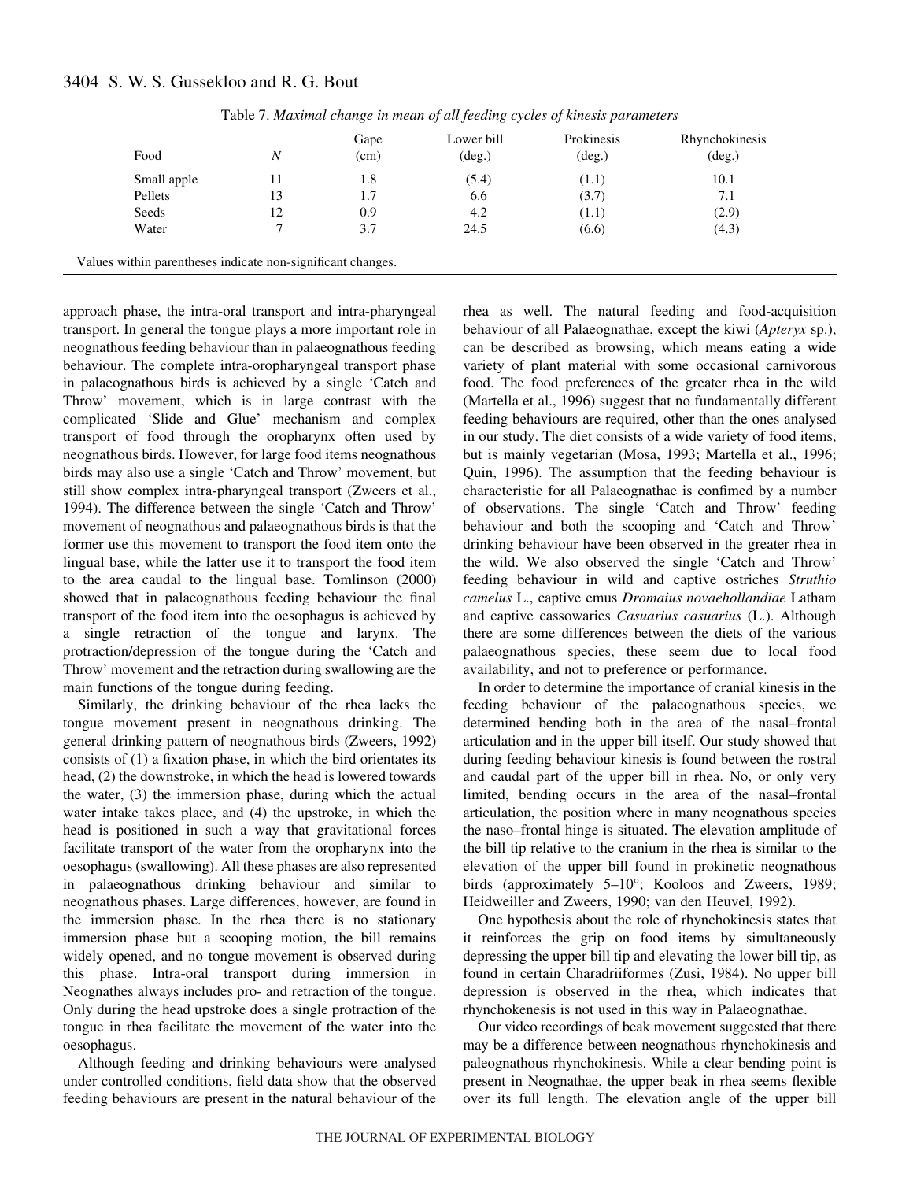Table 7. *Maximal change in mean of all feeding cycles of kinesis parameters*

| Food | *N* | Gape (cm) | Lower bill (deg.) | Prokinesis (deg.) | Rhynchokinesis (deg.) |
|---|---|---|---|---|---|
| Small apple | 11 | 1.8 | (5.4) | (1.1) | 10.1 |
| Pellets | 13 | 1.7 | 6.6 | (3.7) | 7.1 |
| Seeds | 12 | 0.9 | 4.2 | (1.1) | (2.9) |
| Water | 7 | 3.7 | 24.5 | (6.6) | (4.3) |

Values within parentheses indicate non-significant changes.

approach phase, the intra-oral transport and intra-pharyngeal transport. In general the tongue plays a more important role in neognathous feeding behaviour than in palaeognathous feeding behaviour. The complete intra-oropharyngeal transport phase in palaeognathous birds is achieved by a single 'Catch and Throw' movement, which is in large contrast with the complicated 'Slide and Glue' mechanism and complex transport of food through the oropharynx often used by neognathous birds. However, for large food items neognathous birds may also use a single 'Catch and Throw' movement, but still show complex intra-pharyngeal transport (Zweers et al., 1994). The difference between the single 'Catch and Throw' movement of neognathous and palaeognathous birds is that the former use this movement to transport the food item onto the lingual base, while the latter use it to transport the food item to the area caudal to the lingual base. Tomlinson (2000) showed that in palaeognathous feeding behaviour the final transport of the food item into the oesophagus is achieved by a single retraction of the tongue and larynx. The protraction/depression of the tongue during the 'Catch and Throw' movement and the retraction during swallowing are the main functions of the tongue during feeding.

Similarly, the drinking behaviour of the rhea lacks the tongue movement present in neognathous drinking. The general drinking pattern of neognathous birds (Zweers, 1992) consists of (1) a fixation phase, in which the bird orientates its head, (2) the downstroke, in which the head is lowered towards the water, (3) the immersion phase, during which the actual water intake takes place, and (4) the upstroke, in which the head is positioned in such a way that gravitational forces facilitate transport of the water from the oropharynx into the oesophagus (swallowing). All these phases are also represented in palaeognathous drinking behaviour and similar to neognathous phases. Large differences, however, are found in the immersion phase. In the rhea there is no stationary immersion phase but a scooping motion, the bill remains widely opened, and no tongue movement is observed during this phase. Intra-oral transport during immersion in Neognathes always includes pro- and retraction of the tongue. Only during the head upstroke does a single protraction of the tongue in rhea facilitate the movement of the water into the oesophagus.

Although feeding and drinking behaviours were analysed under controlled conditions, field data show that the observed feeding behaviours are present in the natural behaviour of the rhea as well. The natural feeding and food-acquisition behaviour of all Palaeognathae, except the kiwi (*Apteryx* sp.), can be described as browsing, which means eating a wide variety of plant material with some occasional carnivorous food. The food preferences of the greater rhea in the wild (Martella et al., 1996) suggest that no fundamentally different feeding behaviours are required, other than the ones analysed in our study. The diet consists of a wide variety of food items, but is mainly vegetarian (Mosa, 1993; Martella et al., 1996; Quin, 1996). The assumption that the feeding behaviour is characteristic for all Palaeognathae is confimed by a number of observations. The single 'Catch and Throw' feeding behaviour and both the scooping and 'Catch and Throw' drinking behaviour have been observed in the greater rhea in the wild. We also observed the single 'Catch and Throw' feeding behaviour in wild and captive ostriches *Struthio camelus* L., captive emus *Dromaius novaehollandiae* Latham and captive cassowaries *Casuarius casuarius* (L.). Although there are some differences between the diets of the various palaeognathous species, these seem due to local food availability, and not to preference or performance.

In order to determine the importance of cranial kinesis in the feeding behaviour of the palaeognathous species, we determined bending both in the area of the nasal–frontal articulation and in the upper bill itself. Our study showed that during feeding behaviour kinesis is found between the rostral and caudal part of the upper bill in rhea. No, or only very limited, bending occurs in the area of the nasal–frontal articulation, the position where in many neognathous species the naso–frontal hinge is situated. The elevation amplitude of the bill tip relative to the cranium in the rhea is similar to the elevation of the upper bill found in prokinetic neognathous birds (approximately 5–10°; Kooloos and Zweers, 1989; Heidweiller and Zweers, 1990; van den Heuvel, 1992).

One hypothesis about the role of rhynchokinesis states that it reinforces the grip on food items by simultaneously depressing the upper bill tip and elevating the lower bill tip, as found in certain Charadriiformes (Zusi, 1984). No upper bill depression is observed in the rhea, which indicates that rhynchokenesis is not used in this way in Palaeognathae.

Our video recordings of beak movement suggested that there may be a difference between neognathous rhynchokinesis and paleognathous rhynchokinesis. While a clear bending point is present in Neognathae, the upper beak in rhea seems flexible over its full length. The elevation angle of the upper bill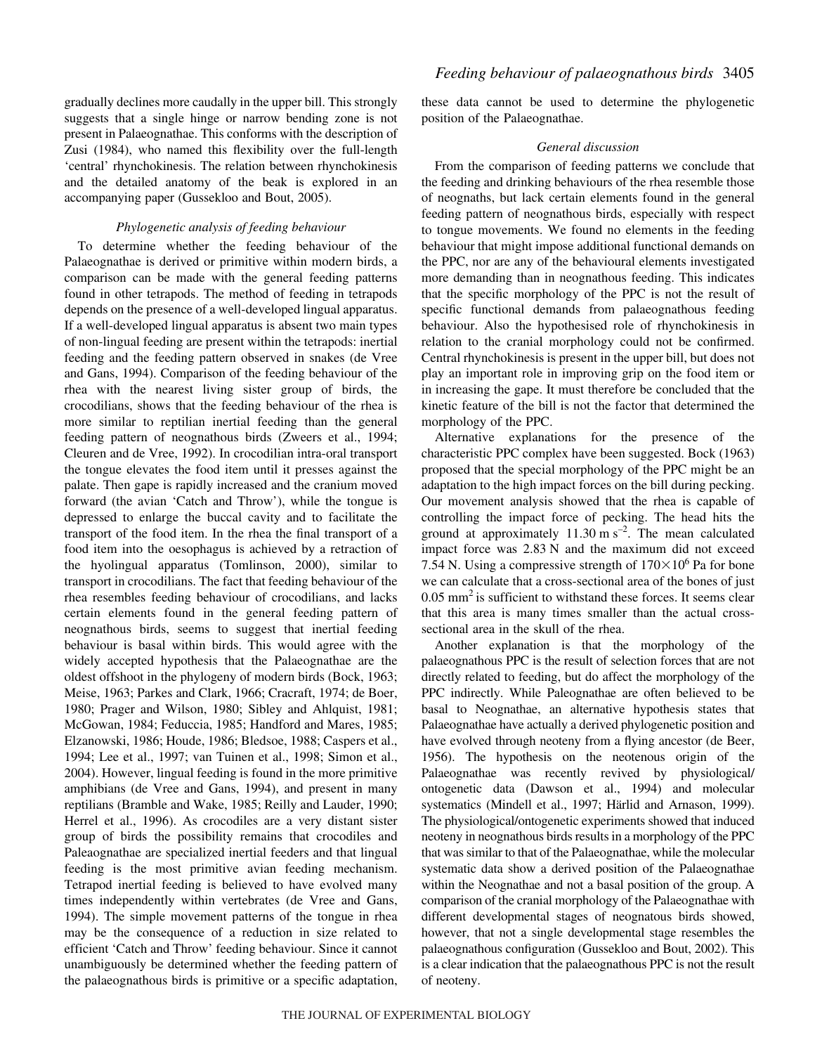gradually declines more caudally in the upper bill. This strongly suggests that a single hinge or narrow bending zone is not present in Palaeognathae. This conforms with the description of Zusi (1984), who named this flexibility over the full-length 'central' rhynchokinesis. The relation between rhynchokinesis and the detailed anatomy of the beak is explored in an accompanying paper (Gussekloo and Bout, 2005).

### *Phylogenetic analysis of feeding behaviour*

To determine whether the feeding behaviour of the Palaeognathae is derived or primitive within modern birds, a comparison can be made with the general feeding patterns found in other tetrapods. The method of feeding in tetrapods depends on the presence of a well-developed lingual apparatus. If a well-developed lingual apparatus is absent two main types of non-lingual feeding are present within the tetrapods: inertial feeding and the feeding pattern observed in snakes (de Vree and Gans, 1994). Comparison of the feeding behaviour of the rhea with the nearest living sister group of birds, the crocodilians, shows that the feeding behaviour of the rhea is more similar to reptilian inertial feeding than the general feeding pattern of neognathous birds (Zweers et al., 1994; Cleuren and de Vree, 1992). In crocodilian intra-oral transport the tongue elevates the food item until it presses against the palate. Then gape is rapidly increased and the cranium moved forward (the avian 'Catch and Throw'), while the tongue is depressed to enlarge the buccal cavity and to facilitate the transport of the food item. In the rhea the final transport of a food item into the oesophagus is achieved by a retraction of the hyolingual apparatus (Tomlinson, 2000), similar to transport in crocodilians. The fact that feeding behaviour of the rhea resembles feeding behaviour of crocodilians, and lacks certain elements found in the general feeding pattern of neognathous birds, seems to suggest that inertial feeding behaviour is basal within birds. This would agree with the widely accepted hypothesis that the Palaeognathae are the oldest offshoot in the phylogeny of modern birds (Bock, 1963; Meise, 1963; Parkes and Clark, 1966; Cracraft, 1974; de Boer, 1980; Prager and Wilson, 1980; Sibley and Ahlquist, 1981; McGowan, 1984; Feduccia, 1985; Handford and Mares, 1985; Elzanowski, 1986; Houde, 1986; Bledsoe, 1988; Caspers et al., 1994; Lee et al., 1997; van Tuinen et al., 1998; Simon et al., 2004). However, lingual feeding is found in the more primitive amphibians (de Vree and Gans, 1994), and present in many reptilians (Bramble and Wake, 1985; Reilly and Lauder, 1990; Herrel et al., 1996). As crocodiles are a very distant sister group of birds the possibility remains that crocodiles and Paleaognathae are specialized inertial feeders and that lingual feeding is the most primitive avian feeding mechanism. Tetrapod inertial feeding is believed to have evolved many times independently within vertebrates (de Vree and Gans, 1994). The simple movement patterns of the tongue in rhea may be the consequence of a reduction in size related to efficient 'Catch and Throw' feeding behaviour. Since it cannot unambiguously be determined whether the feeding pattern of the palaeognathous birds is primitive or a specific adaptation, these data cannot be used to determine the phylogenetic position of the Palaeognathae.

### *General discussion*

From the comparison of feeding patterns we conclude that the feeding and drinking behaviours of the rhea resemble those of neognaths, but lack certain elements found in the general feeding pattern of neognathous birds, especially with respect to tongue movements. We found no elements in the feeding behaviour that might impose additional functional demands on the PPC, nor are any of the behavioural elements investigated more demanding than in neognathous feeding. This indicates that the specific morphology of the PPC is not the result of specific functional demands from palaeognathous feeding behaviour. Also the hypothesised role of rhynchokinesis in relation to the cranial morphology could not be confirmed. Central rhynchokinesis is present in the upper bill, but does not play an important role in improving grip on the food item or in increasing the gape. It must therefore be concluded that the kinetic feature of the bill is not the factor that determined the morphology of the PPC.

Alternative explanations for the presence of the characteristic PPC complex have been suggested. Bock (1963) proposed that the special morphology of the PPC might be an adaptation to the high impact forces on the bill during pecking. Our movement analysis showed that the rhea is capable of controlling the impact force of pecking. The head hits the ground at approximately $11.30\ \mathrm{m\ s^{-2}}$. The mean calculated impact force was 2.83 N and the maximum did not exceed 7.54 N. Using a compressive strength of $170\times10^{6}$ Pa for bone we can calculate that a cross-sectional area of the bones of just $0.05\ \mathrm{mm^2}$ is sufficient to withstand these forces. It seems clear that this area is many times smaller than the actual cross-sectional area in the skull of the rhea.

Another explanation is that the morphology of the palaeognathous PPC is the result of selection forces that are not directly related to feeding, but do affect the morphology of the PPC indirectly. While Paleognathae are often believed to be basal to Neognathae, an alternative hypothesis states that Palaeognathae have actually a derived phylogenetic position and have evolved through neoteny from a flying ancestor (de Beer, 1956). The hypothesis on the neotenous origin of the Palaeognathae was recently revived by physiological/ontogenetic data (Dawson et al., 1994) and molecular systematics (Mindell et al., 1997; Härlid and Arnason, 1999). The physiological/ontogenetic experiments showed that induced neoteny in neognathous birds results in a morphology of the PPC that was similar to that of the Palaeognathae, while the molecular systematic data show a derived position of the Palaeognathae within the Neognathae and not a basal position of the group. A comparison of the cranial morphology of the Palaeognathae with different developmental stages of neognatous birds showed, however, that not a single developmental stage resembles the palaeognathous configuration (Gussekloo and Bout, 2002). This is a clear indication that the palaeognathous PPC is not the result of neoteny.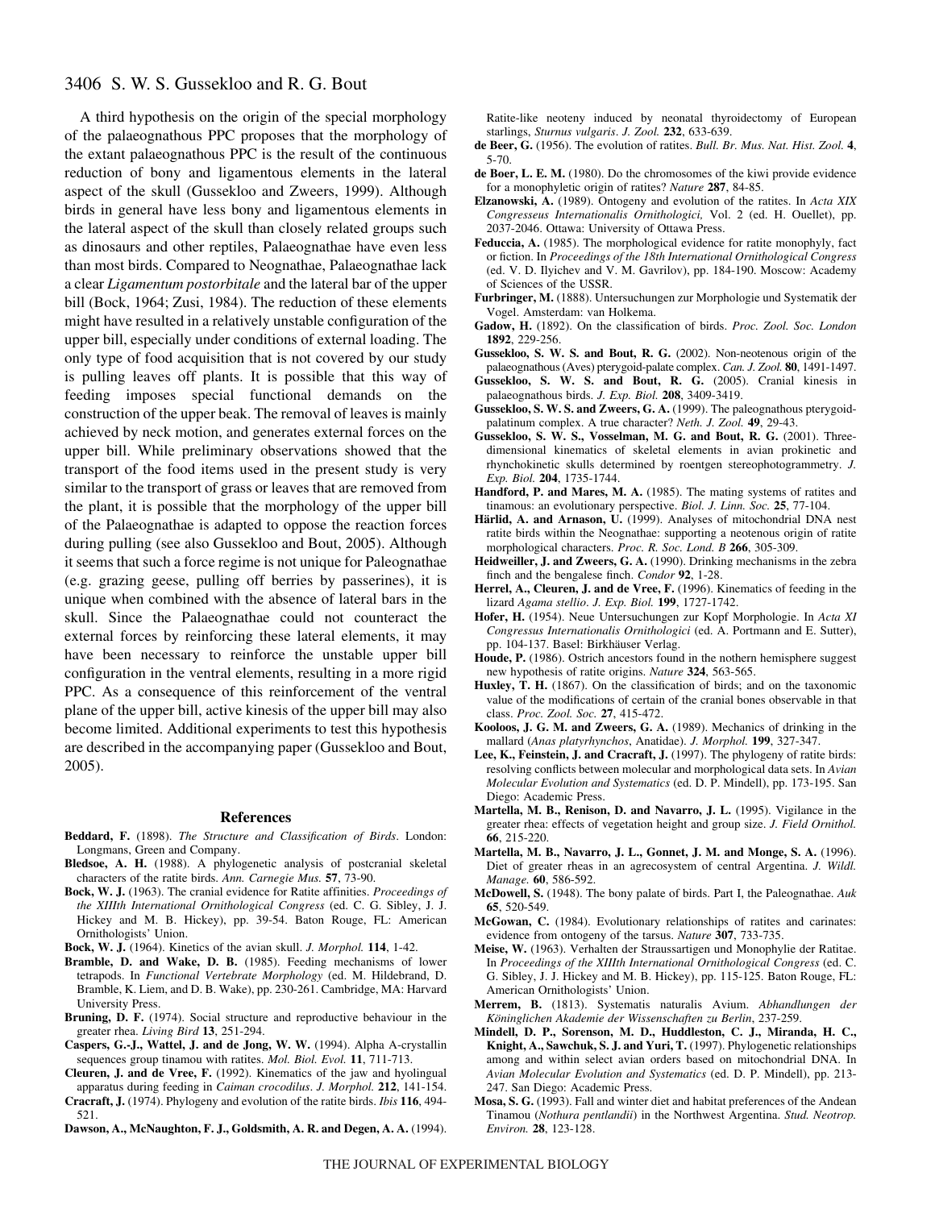A third hypothesis on the origin of the special morphology of the palaeognathous PPC proposes that the morphology of the extant palaeognathous PPC is the result of the continuous reduction of bony and ligamentous elements in the lateral aspect of the skull (Gussekloo and Zweers, 1999). Although birds in general have less bony and ligamentous elements in the lateral aspect of the skull than closely related groups such as dinosaurs and other reptiles, Palaeognathae have even less than most birds. Compared to Neognathae, Palaeognathae lack a clear *Ligamentum postorbitale* and the lateral bar of the upper bill (Bock, 1964; Zusi, 1984). The reduction of these elements might have resulted in a relatively unstable configuration of the upper bill, especially under conditions of external loading. The only type of food acquisition that is not covered by our study is pulling leaves off plants. It is possible that this way of feeding imposes special functional demands on the construction of the upper beak. The removal of leaves is mainly achieved by neck motion, and generates external forces on the upper bill. While preliminary observations showed that the transport of the food items used in the present study is very similar to the transport of grass or leaves that are removed from the plant, it is possible that the morphology of the upper bill of the Palaeognathae is adapted to oppose the reaction forces during pulling (see also Gussekloo and Bout, 2005). Although it seems that such a force regime is not unique for Paleognathae (e.g. grazing geese, pulling off berries by passerines), it is unique when combined with the absence of lateral bars in the skull. Since the Palaeognathae could not counteract the external forces by reinforcing these lateral elements, it may have been necessary to reinforce the unstable upper bill configuration in the ventral elements, resulting in a more rigid PPC. As a consequence of this reinforcement of the ventral plane of the upper bill, active kinesis of the upper bill may also become limited. Additional experiments to test this hypothesis are described in the accompanying paper (Gussekloo and Bout, 2005).

## References

**Beddard, F.** (1898). *The Structure and Classification of Birds*. London: Longmans, Green and Company.

**Bledsoe, A. H.** (1988). A phylogenetic analysis of postcranial skeletal characters of the ratite birds. *Ann. Carnegie Mus.* **57**, 73-90.

**Bock, W. J.** (1963). The cranial evidence for Ratite affinities. *Proceedings of the XIIIth International Ornithological Congress* (ed. C. G. Sibley, J. J. Hickey and M. B. Hickey), pp. 39-54. Baton Rouge, FL: American Ornithologists' Union.

**Bock, W. J.** (1964). Kinetics of the avian skull. *J. Morphol.* **114**, 1-42.

**Bramble, D. and Wake, D. B.** (1985). Feeding mechanisms of lower tetrapods. In *Functional Vertebrate Morphology* (ed. M. Hildebrand, D. Bramble, K. Liem, and D. B. Wake), pp. 230-261. Cambridge, MA: Harvard University Press.

**Bruning, D. F.** (1974). Social structure and reproductive behaviour in the greater rhea. *Living Bird* **13**, 251-294.

**Caspers, G.-J., Wattel, J. and de Jong, W. W.** (1994). Alpha A-crystallin sequences group tinamou with ratites. *Mol. Biol. Evol.* **11**, 711-713.

**Cleuren, J. and de Vree, F.** (1992). Kinematics of the jaw and hyolingual apparatus during feeding in *Caiman crocodilus*. *J. Morphol.* **212**, 141-154.

**Cracraft, J.** (1974). Phylogeny and evolution of the ratite birds. *Ibis* **116**, 494-521.

**Dawson, A., McNaughton, F. J., Goldsmith, A. R. and Degen, A. A.** (1994). Ratite-like neoteny induced by neonatal thyroidectomy of European starlings, *Sturnus vulgaris*. *J. Zool.* **232**, 633-639.

**de Beer, G.** (1956). The evolution of ratites. *Bull. Br. Mus. Nat. Hist. Zool.* **4**, 5-70.

**de Boer, L. E. M.** (1980). Do the chromosomes of the kiwi provide evidence for a monophyletic origin of ratites? *Nature* **287**, 84-85.

**Elzanowski, A.** (1989). Ontogeny and evolution of the ratites. In *Acta XIX Congresseus Internationalis Ornithologici,* Vol. 2 (ed. H. Ouellet), pp. 2037-2046. Ottawa: University of Ottawa Press.

**Feduccia, A.** (1985). The morphological evidence for ratite monophyly, fact or fiction. In *Proceedings of the 18th International Ornithological Congress* (ed. V. D. Ilyichev and V. M. Gavrilov), pp. 184-190. Moscow: Academy of Sciences of the USSR.

**Furbringer, M.** (1888). Untersuchungen zur Morphologie und Systematik der Vogel. Amsterdam: van Holkema.

**Gadow, H.** (1892). On the classification of birds. *Proc. Zool. Soc. London* **1892**, 229-256.

**Gussekloo, S. W. S. and Bout, R. G.** (2002). Non-neotenous origin of the palaeognathous (Aves) pterygoid-palate complex. *Can. J. Zool.* **80**, 1491-1497.

**Gussekloo, S. W. S. and Bout, R. G.** (2005). Cranial kinesis in palaeognathous birds. *J. Exp. Biol.* **208**, 3409-3419.

**Gussekloo, S. W. S. and Zweers, G. A.** (1999). The paleognathous pterygoid-palatinum complex. A true character? *Neth. J. Zool.* **49**, 29-43.

**Gussekloo, S. W. S., Vosselman, M. G. and Bout, R. G.** (2001). Three-dimensional kinematics of skeletal elements in avian prokinetic and rhynchokinetic skulls determined by roentgen stereophotogrammetry. *J. Exp. Biol.* **204**, 1735-1744.

**Handford, P. and Mares, M. A.** (1985). The mating systems of ratites and tinamous: an evolutionary perspective. *Biol. J. Linn. Soc.* **25**, 77-104.

**Härlid, A. and Arnason, U.** (1999). Analyses of mitochondrial DNA nest ratite birds within the Neognathae: supporting a neotenous origin of ratite morphological characters. *Proc. R. Soc. Lond. B* **266**, 305-309.

**Heidweiller, J. and Zweers, G. A.** (1990). Drinking mechanisms in the zebra finch and the bengalese finch. *Condor* **92**, 1-28.

**Herrel, A., Cleuren, J. and de Vree, F.** (1996). Kinematics of feeding in the lizard *Agama stellio*. *J. Exp. Biol.* **199**, 1727-1742.

**Hofer, H.** (1954). Neue Untersuchungen zur Kopf Morphologie. In *Acta XI Congressus Internationalis Ornithologici* (ed. A. Portmann and E. Sutter), pp. 104-137. Basel: Birkhäuser Verlag.

**Houde, P.** (1986). Ostrich ancestors found in the nothern hemisphere suggest new hypothesis of ratite origins. *Nature* **324**, 563-565.

**Huxley, T. H.** (1867). On the classification of birds; and on the taxonomic value of the modifications of certain of the cranial bones observable in that class. *Proc. Zool. Soc.* **27**, 415-472.

**Kooloos, J. G. M. and Zweers, G. A.** (1989). Mechanics of drinking in the mallard (*Anas platyrhynchos*, Anatidae). *J. Morphol.* **199**, 327-347.

**Lee, K., Feinstein, J. and Cracraft, J.** (1997). The phylogeny of ratite birds: resolving conflicts between molecular and morphological data sets. In *Avian Molecular Evolution and Systematics* (ed. D. P. Mindell), pp. 173-195. San Diego: Academic Press.

**Martella, M. B., Renison, D. and Navarro, J. L.** (1995). Vigilance in the greater rhea: effects of vegetation height and group size. *J. Field Ornithol.* **66**, 215-220.

**Martella, M. B., Navarro, J. L., Gonnet, J. M. and Monge, S. A.** (1996). Diet of greater rheas in an agrecosystem of central Argentina. *J. Wildl. Manage.* **60**, 586-592.

**McDowell, S.** (1948). The bony palate of birds. Part I, the Paleognathae. *Auk* **65**, 520-549.

**McGowan, C.** (1984). Evolutionary relationships of ratites and carinates: evidence from ontogeny of the tarsus. *Nature* **307**, 733-735.

**Meise, W.** (1963). Verhalten der Straussartigen und Monophylie der Ratitae. In *Proceedings of the XIIIth International Ornithological Congress* (ed. C. G. Sibley, J. J. Hickey and M. B. Hickey), pp. 115-125. Baton Rouge, FL: American Ornithologists' Union.

**Merrem, B.** (1813). Systematis naturalis Avium. *Abhandlungen der Köninglichen Akademie der Wissenschaften zu Berlin*, 237-259.

**Mindell, D. P., Sorenson, M. D., Huddleston, C. J., Miranda, H. C., Knight, A., Sawchuk, S. J. and Yuri, T.** (1997). Phylogenetic relationships among and within select avian orders based on mitochondrial DNA. In *Avian Molecular Evolution and Systematics* (ed. D. P. Mindell), pp. 213-247. San Diego: Academic Press.

**Mosa, S. G.** (1993). Fall and winter diet and habitat preferences of the Andean Tinamou (*Nothura pentlandii*) in the Northwest Argentina. *Stud. Neotrop. Environ.* **28**, 123-128.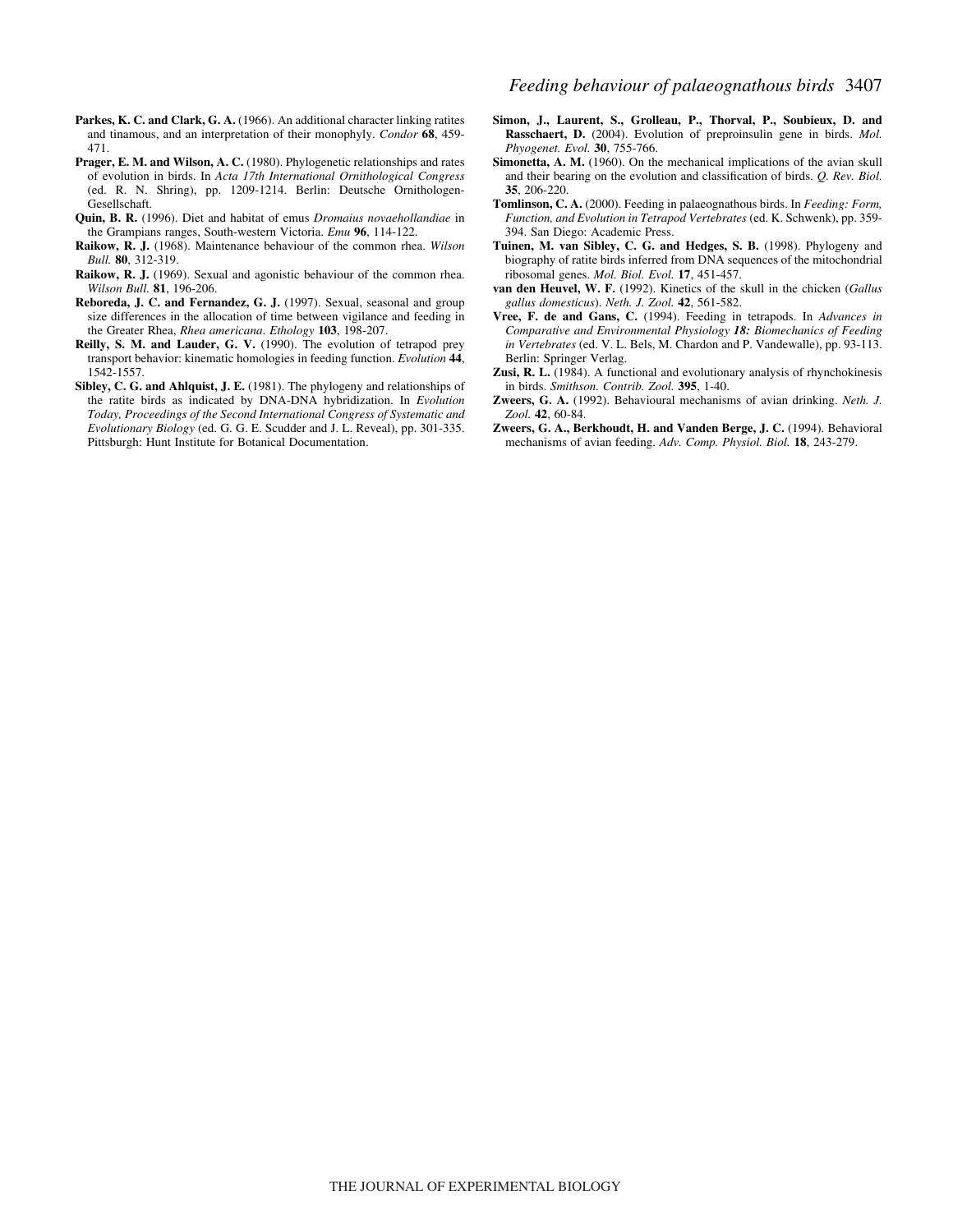**Parkes, K. C. and Clark, G. A.** (1966). An additional character linking ratites and tinamous, and an interpretation of their monophyly. *Condor* **68**, 459-471.

**Prager, E. M. and Wilson, A. C.** (1980). Phylogenetic relationships and rates of evolution in birds. In *Acta 17th International Ornithological Congress* (ed. R. N. Shring), pp. 1209-1214. Berlin: Deutsche Ornithologen-Gesellschaft.

**Quin, B. R.** (1996). Diet and habitat of emus *Dromaius novaehollandiae* in the Grampians ranges, South-western Victoria. *Emu* **96**, 114-122.

**Raikow, R. J.** (1968). Maintenance behaviour of the common rhea. *Wilson Bull.* **80**, 312-319.

**Raikow, R. J.** (1969). Sexual and agonistic behaviour of the common rhea. *Wilson Bull.* **81**, 196-206.

**Reboreda, J. C. and Fernandez, G. J.** (1997). Sexual, seasonal and group size differences in the allocation of time between vigilance and feeding in the Greater Rhea, *Rhea americana*. *Ethology* **103**, 198-207.

**Reilly, S. M. and Lauder, G. V.** (1990). The evolution of tetrapod prey transport behavior: kinematic homologies in feeding function. *Evolution* **44**, 1542-1557.

**Sibley, C. G. and Ahlquist, J. E.** (1981). The phylogeny and relationships of the ratite birds as indicated by DNA-DNA hybridization. In *Evolution Today, Proceedings of the Second International Congress of Systematic and Evolutionary Biology* (ed. G. G. E. Scudder and J. L. Reveal), pp. 301-335. Pittsburgh: Hunt Institute for Botanical Documentation.

**Simon, J., Laurent, S., Grolleau, P., Thorval, P., Soubieux, D. and Rasschaert, D.** (2004). Evolution of preproinsulin gene in birds. *Mol. Phyogenet. Evol.* **30**, 755-766.

**Simonetta, A. M.** (1960). On the mechanical implications of the avian skull and their bearing on the evolution and classification of birds. *Q. Rev. Biol.* **35**, 206-220.

**Tomlinson, C. A.** (2000). Feeding in palaeognathous birds. In *Feeding: Form, Function, and Evolution in Tetrapod Vertebrates* (ed. K. Schwenk), pp. 359-394. San Diego: Academic Press.

**Tuinen, M. van Sibley, C. G. and Hedges, S. B.** (1998). Phylogeny and biography of ratite birds inferred from DNA sequences of the mitochondrial ribosomal genes. *Mol. Biol. Evol.* **17**, 451-457.

**van den Heuvel, W. F.** (1992). Kinetics of the skull in the chicken (*Gallus gallus domesticus*). *Neth. J. Zool.* **42**, 561-582.

**Vree, F. de and Gans, C.** (1994). Feeding in tetrapods. In *Advances in Comparative and Environmental Physiology **18**: Biomechanics of Feeding in Vertebrates* (ed. V. L. Bels, M. Chardon and P. Vandewalle), pp. 93-113. Berlin: Springer Verlag.

**Zusi, R. L.** (1984). A functional and evolutionary analysis of rhynchokinesis in birds. *Smithson. Contrib. Zool.* **395**, 1-40.

**Zweers, G. A.** (1992). Behavioural mechanisms of avian drinking. *Neth. J. Zool.* **42**, 60-84.

**Zweers, G. A., Berkhoudt, H. and Vanden Berge, J. C.** (1994). Behavioral mechanisms of avian feeding. *Adv. Comp. Physiol. Biol.* **18**, 243-279.